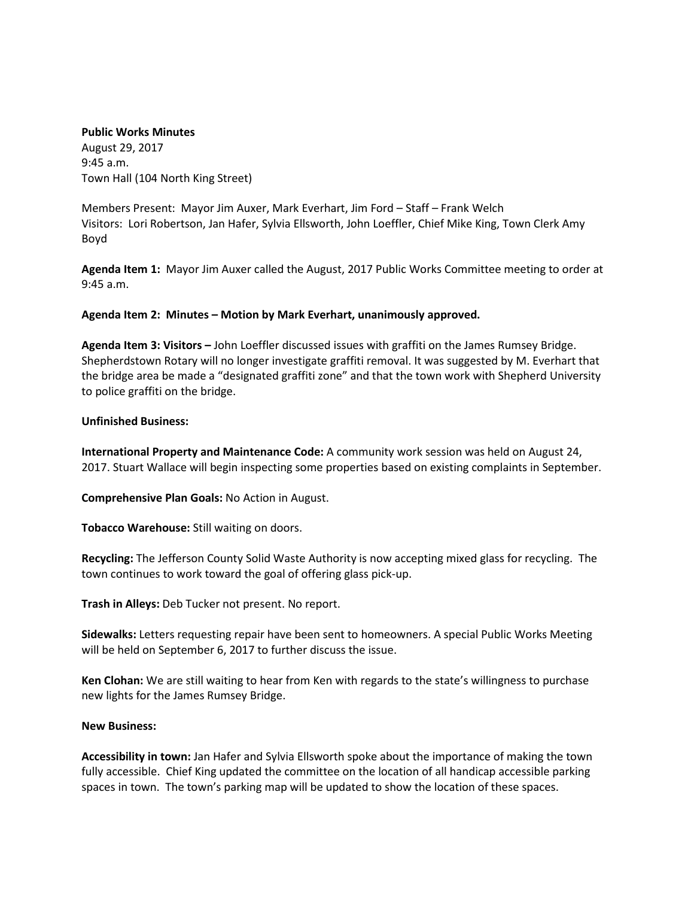**Public Works Minutes**
August 29, 2017
9:45 a.m.
Town Hall (104 North King Street)

Members Present: Mayor Jim Auxer, Mark Everhart, Jim Ford – Staff – Frank Welch
Visitors: Lori Robertson, Jan Hafer, Sylvia Ellsworth, John Loeffler, Chief Mike King, Town Clerk Amy Boyd

**Agenda Item 1:** Mayor Jim Auxer called the August, 2017 Public Works Committee meeting to order at 9:45 a.m.

**Agenda Item 2: Minutes – Motion by Mark Everhart, unanimously approved.**

**Agenda Item 3: Visitors –** John Loeffler discussed issues with graffiti on the James Rumsey Bridge. Shepherdstown Rotary will no longer investigate graffiti removal. It was suggested by M. Everhart that the bridge area be made a "designated graffiti zone" and that the town work with Shepherd University to police graffiti on the bridge.

**Unfinished Business:**

**International Property and Maintenance Code:** A community work session was held on August 24, 2017. Stuart Wallace will begin inspecting some properties based on existing complaints in September.

**Comprehensive Plan Goals:** No Action in August.

**Tobacco Warehouse:** Still waiting on doors.

**Recycling:** The Jefferson County Solid Waste Authority is now accepting mixed glass for recycling. The town continues to work toward the goal of offering glass pick-up.

**Trash in Alleys:** Deb Tucker not present. No report.

**Sidewalks:** Letters requesting repair have been sent to homeowners. A special Public Works Meeting will be held on September 6, 2017 to further discuss the issue.

**Ken Clohan:** We are still waiting to hear from Ken with regards to the state's willingness to purchase new lights for the James Rumsey Bridge.

**New Business:**

**Accessibility in town:** Jan Hafer and Sylvia Ellsworth spoke about the importance of making the town fully accessible. Chief King updated the committee on the location of all handicap accessible parking spaces in town. The town's parking map will be updated to show the location of these spaces.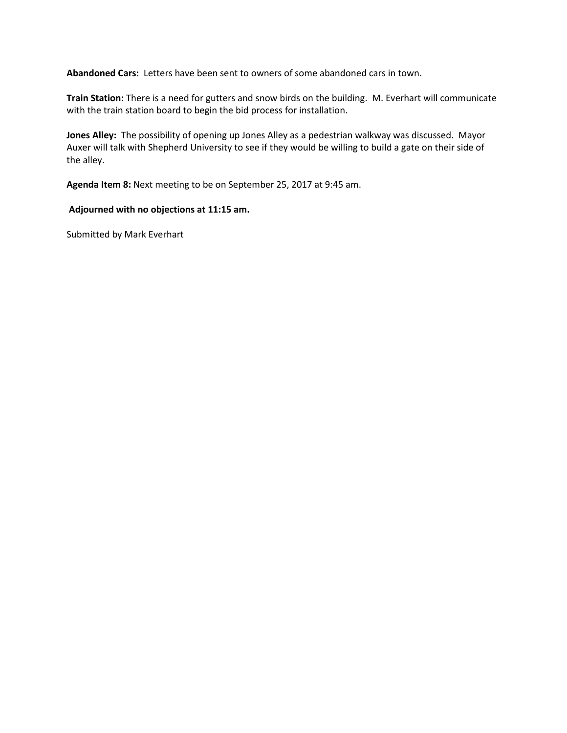**Abandoned Cars:** Letters have been sent to owners of some abandoned cars in town.

**Train Station:** There is a need for gutters and snow birds on the building. M. Everhart will communicate with the train station board to begin the bid process for installation.

**Jones Alley:** The possibility of opening up Jones Alley as a pedestrian walkway was discussed. Mayor Auxer will talk with Shepherd University to see if they would be willing to build a gate on their side of the alley.

**Agenda Item 8:** Next meeting to be on September 25, 2017 at 9:45 am.

**Adjourned with no objections at 11:15 am.**

Submitted by Mark Everhart